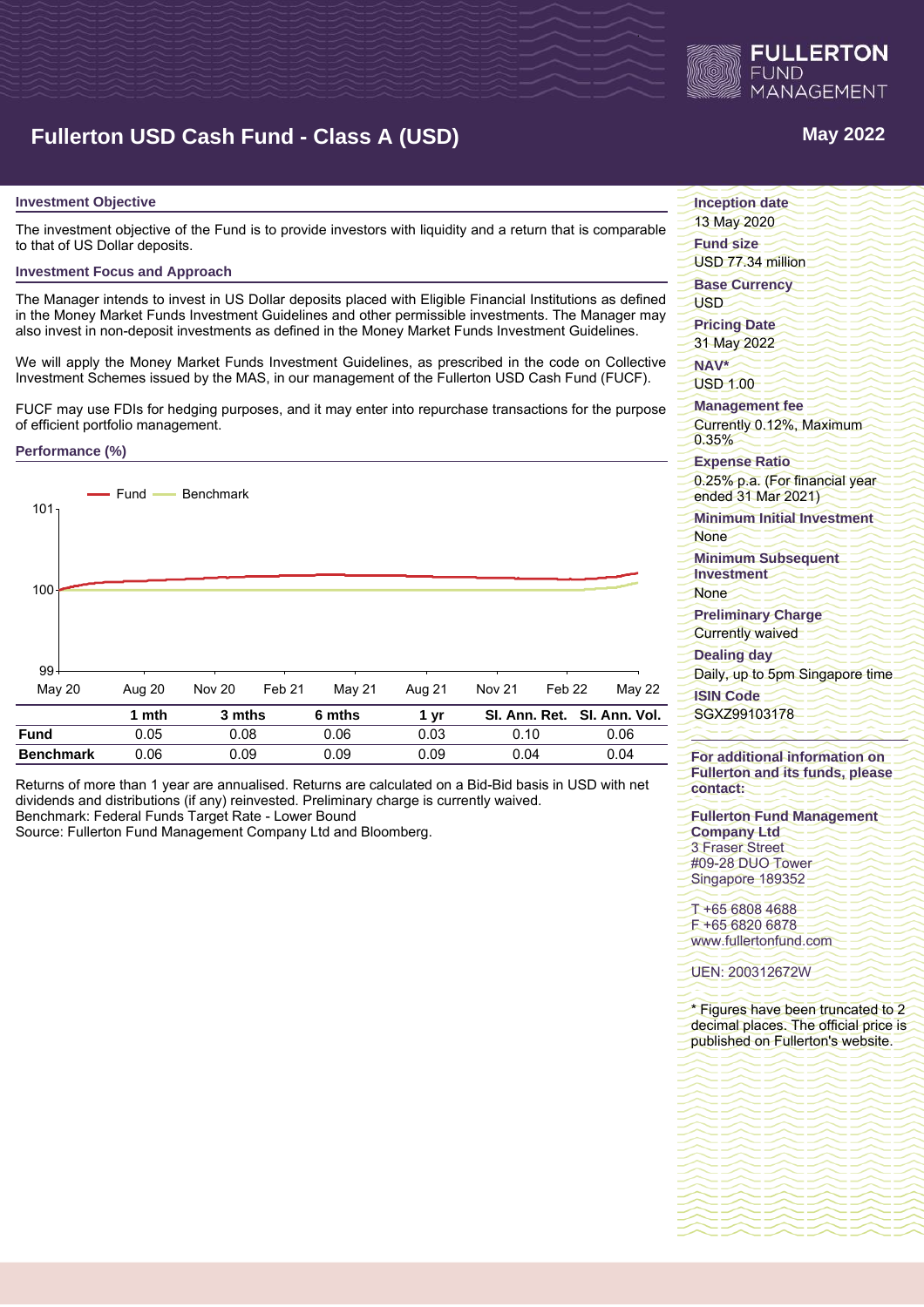# Fullerton USD Cash Fund - Class A (USD)

May 2022

## Investment Objective

The investment objective of the Fund is to provide investors with liquidity and a return that is comparable to that of US Dollar deposits.

## Investment Focus and Approach

The Manager intends to invest in US Dollar deposits placed with Eligible Financial Institutions as defined in the Money Market Funds Investment Guidelines and other permissible investments. The Manager may also invest in non-deposit investments as defined in the Money Market Funds Investment Guidelines.

We will apply the Money Market Funds Investment Guidelines, as prescribed in the code on Collective Investment Schemes issued by the MAS, in our management of the Fullerton USD Cash Fund (FUCF).

FUCF may use FDIs for hedging purposes, and it may enter into repurchase transactions for the purpose of efficient portfolio management.

## Performance (%)

| | 1 mth | 3 mths | 6 mths | 1 yr | SI. Ann. Ret. | SI. Ann. Vol. |
|---|---|---|---|---|---|---|
| **Fund** | 0.05 | 0.08 | 0.06 | 0.03 | 0.10 | 0.06 |
| **Benchmark** | 0.06 | 0.09 | 0.09 | 0.09 | 0.04 | 0.04 |

Returns of more than 1 year are annualised. Returns are calculated on a Bid-Bid basis in USD with net dividends and distributions (if any) reinvested. Preliminary charge is currently waived.
Benchmark: Federal Funds Target Rate - Lower Bound
Source: Fullerton Fund Management Company Ltd and Bloomberg.

**Inception date**
13 May 2020

**Fund size**
USD 77.34 million

**Base Currency**
USD

**Pricing Date**
31 May 2022

**NAV***
USD 1.00

**Management fee**
Currently 0.12%, Maximum 0.35%

**Expense Ratio**
0.25% p.a. (For financial year ended 31 Mar 2021)

**Minimum Initial Investment**
None

**Minimum Subsequent Investment**
None

**Preliminary Charge**
Currently waived

**Dealing day**
Daily, up to 5pm Singapore time

**ISIN Code**
SGXZ99103178

**For additional information on Fullerton and its funds, please contact:**

**Fullerton Fund Management Company Ltd**
3 Fraser Street
#09-28 DUO Tower
Singapore 189352

T +65 6808 4688
F +65 6820 6878
www.fullertonfund.com

UEN: 200312672W

* Figures have been truncated to 2 decimal places. The official price is published on Fullerton's website.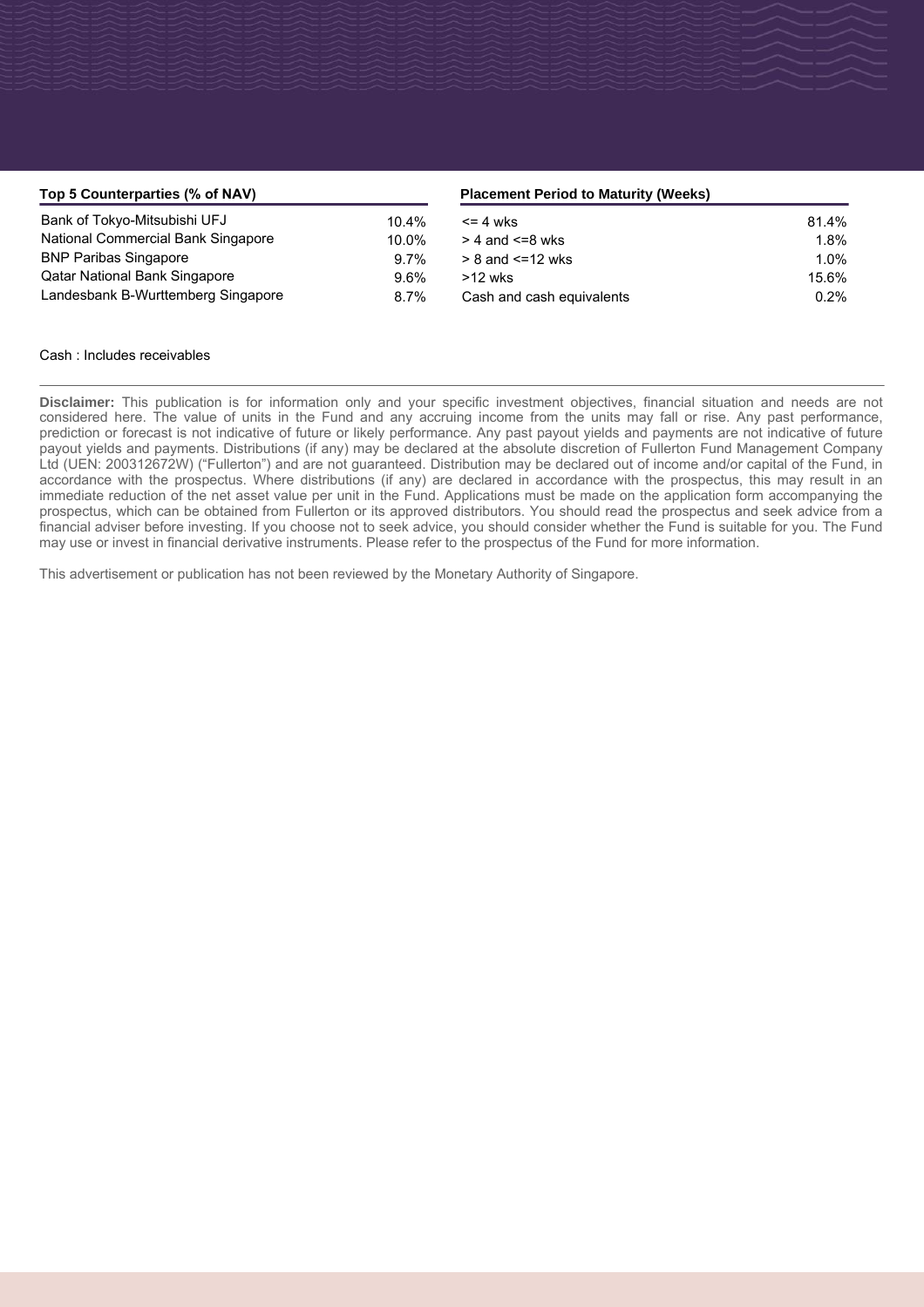### Top 5 Counterparties (% of NAV)

| | |
|---|---|
| Bank of Tokyo-Mitsubishi UFJ | 10.4% |
| National Commercial Bank Singapore | 10.0% |
| BNP Paribas Singapore | 9.7% |
| Qatar National Bank Singapore | 9.6% |
| Landesbank B-Wurttemberg Singapore | 8.7% |

### Placement Period to Maturity (Weeks)

| | |
|---|---|
| <= 4 wks | 81.4% |
| > 4 and <=8 wks | 1.8% |
| > 8 and <=12 wks | 1.0% |
| >12 wks | 15.6% |
| Cash and cash equivalents | 0.2% |

Cash : Includes receivables

---

**Disclaimer:** This publication is for information only and your specific investment objectives, financial situation and needs are not considered here. The value of units in the Fund and any accruing income from the units may fall or rise. Any past performance, prediction or forecast is not indicative of future or likely performance. Any past payout yields and payments are not indicative of future payout yields and payments. Distributions (if any) may be declared at the absolute discretion of Fullerton Fund Management Company Ltd (UEN: 200312672W) ("Fullerton") and are not guaranteed. Distribution may be declared out of income and/or capital of the Fund, in accordance with the prospectus. Where distributions (if any) are declared in accordance with the prospectus, this may result in an immediate reduction of the net asset value per unit in the Fund. Applications must be made on the application form accompanying the prospectus, which can be obtained from Fullerton or its approved distributors. You should read the prospectus and seek advice from a financial adviser before investing. If you choose not to seek advice, you should consider whether the Fund is suitable for you. The Fund may use or invest in financial derivative instruments. Please refer to the prospectus of the Fund for more information.

This advertisement or publication has not been reviewed by the Monetary Authority of Singapore.